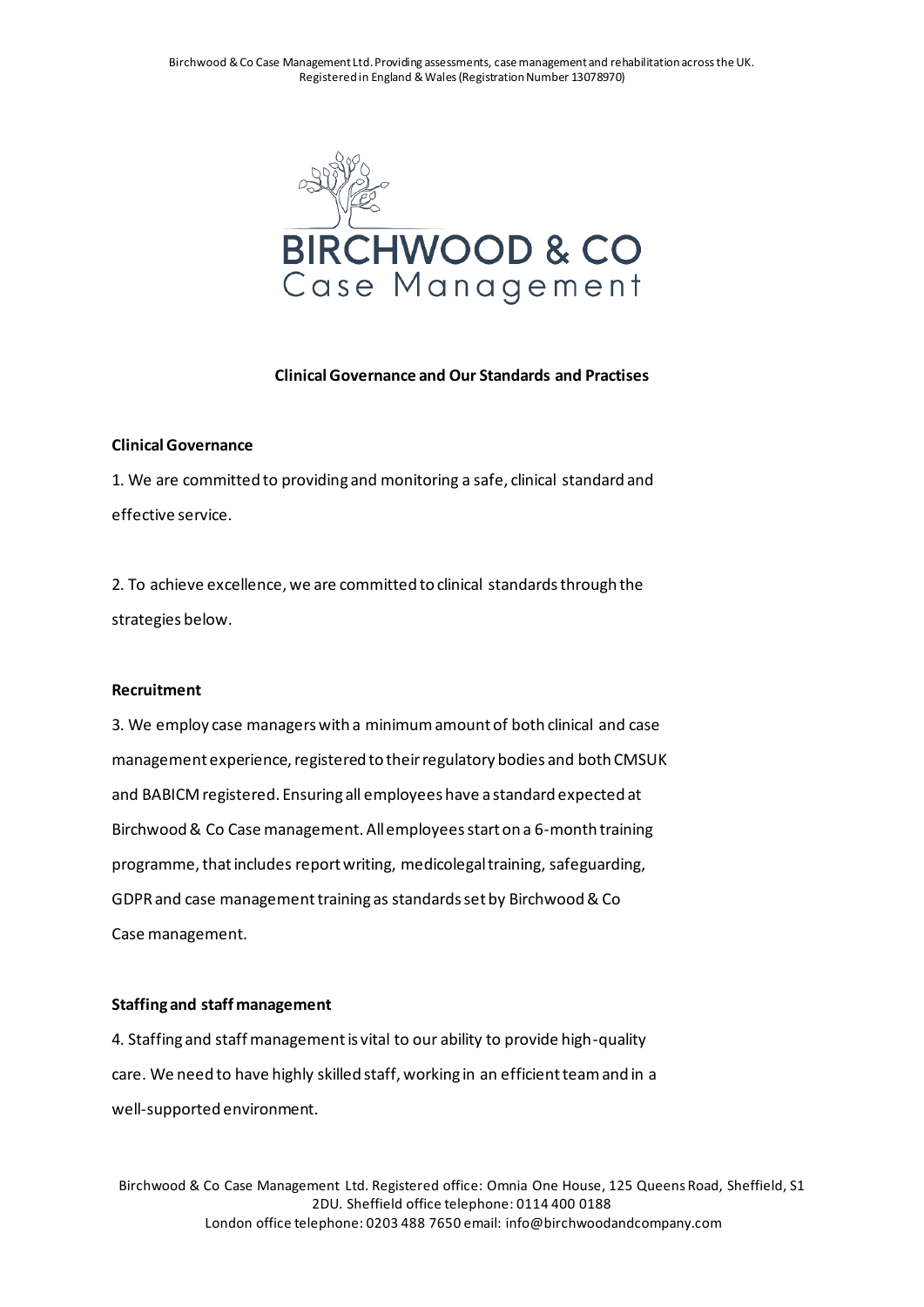**Clinical Governance and Our Standards and Practises**

**Clinical Governance**

1. We are committed to providing and monitoring a safe, clinical standard and effective service.

2. To achieve excellence, we are committed to clinical standards through the strategies below.

**Recruitment**

3. We employ case managers with a minimum amount of both clinical and case management experience, registered to their regulatory bodies and both CMSUK and BABICM registered. Ensuring all employees have a standard expected at Birchwood & Co Case management. All employees start on a 6-month training programme, that includes report writing, medicolegal training, safeguarding, GDPR and case management training as standards set by Birchwood & Co Case management.

**Staffing and staff management**

4. Staffing and staff management is vital to our ability to provide high-quality care. We need to have highly skilled staff, working in an efficient team and in a well-supported environment.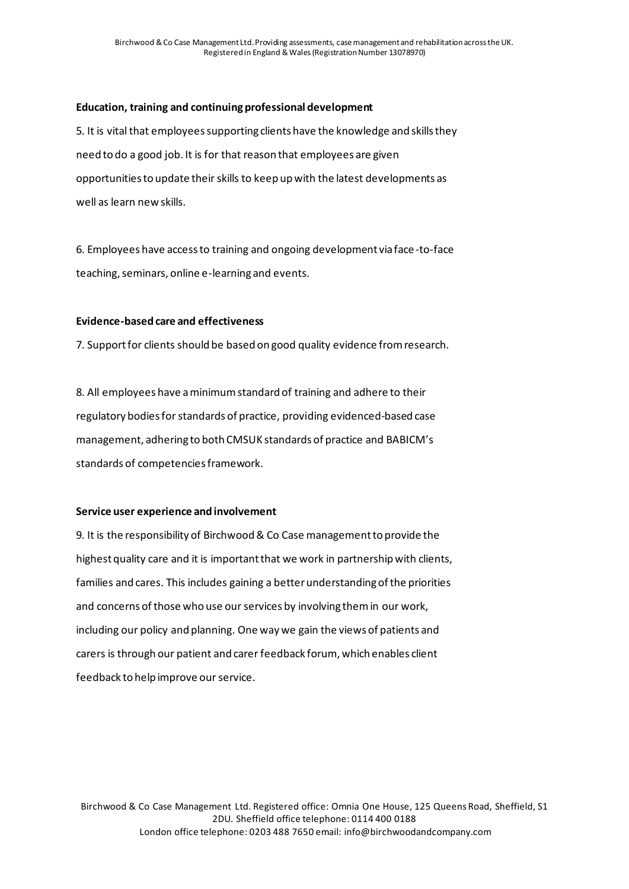**Education, training and continuing professional development**

5. It is vital that employees supporting clients have the knowledge and skills they need to do a good job. It is for that reason that employees are given opportunities to update their skills to keep up with the latest developments as well as learn new skills.

6. Employees have access to training and ongoing development via face-to-face teaching, seminars, online e-learning and events.

**Evidence-based care and effectiveness**

7. Support for clients should be based on good quality evidence from research.

8. All employees have a minimum standard of training and adhere to their regulatory bodies for standards of practice, providing evidenced-based case management, adhering to both CMSUK standards of practice and BABICM's standards of competencies framework.

**Service user experience and involvement**

9. It is the responsibility of Birchwood & Co Case management to provide the highest quality care and it is important that we work in partnership with clients, families and cares. This includes gaining a better understanding of the priorities and concerns of those who use our services by involving them in our work, including our policy and planning. One way we gain the views of patients and carers is through our patient and carer feedback forum, which enables client feedback to help improve our service.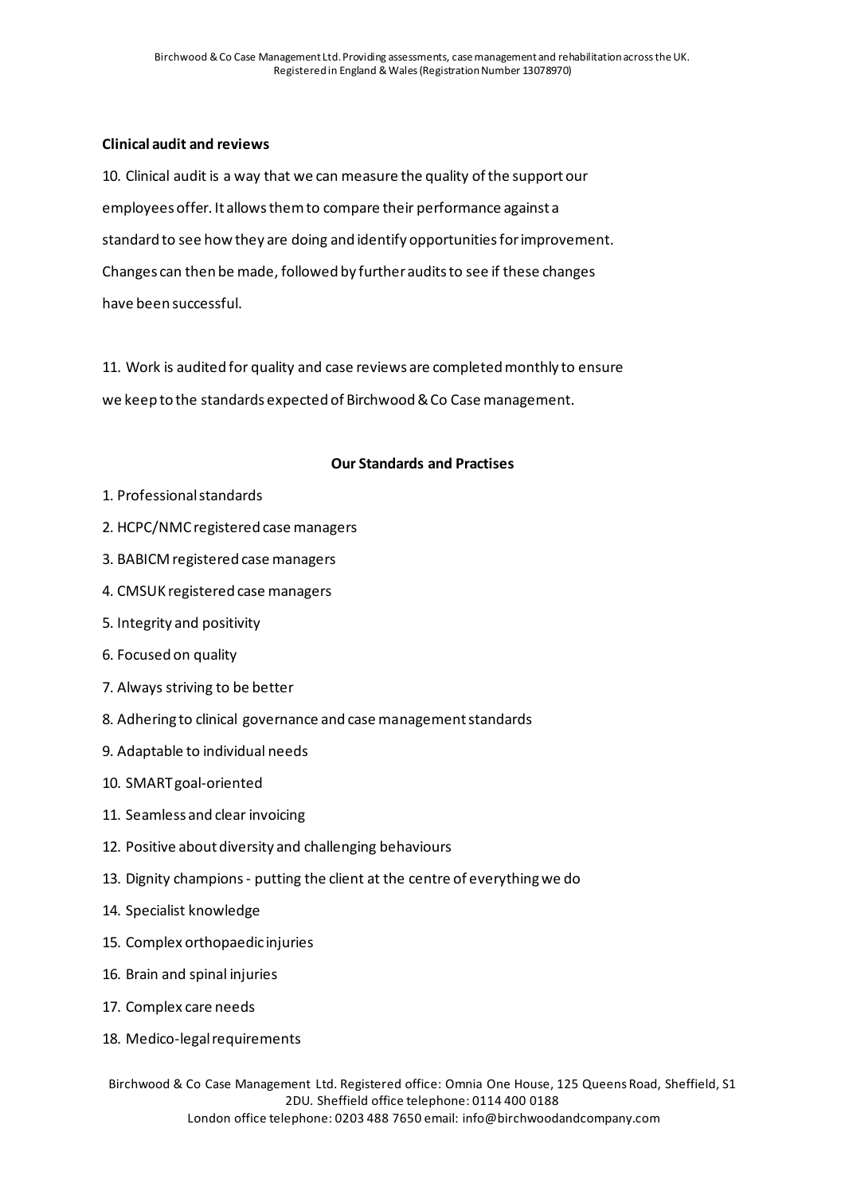**Clinical audit and reviews**

10. Clinical audit is a way that we can measure the quality of the support our employees offer. It allows them to compare their performance against a standard to see how they are doing and identify opportunities for improvement. Changes can then be made, followed by further audits to see if these changes have been successful.

11. Work is audited for quality and case reviews are completed monthly to ensure we keep to the standards expected of Birchwood & Co Case management.

**Our Standards and Practises**

1. Professional standards
2. HCPC/NMC registered case managers
3. BABICM registered case managers
4. CMSUK registered case managers
5. Integrity and positivity
6. Focused on quality
7. Always striving to be better
8. Adhering to clinical governance and case management standards
9. Adaptable to individual needs
10. SMART goal-oriented
11. Seamless and clear invoicing
12. Positive about diversity and challenging behaviours
13. Dignity champions - putting the client at the centre of everything we do
14. Specialist knowledge
15. Complex orthopaedic injuries
16. Brain and spinal injuries
17. Complex care needs
18. Medico-legal requirements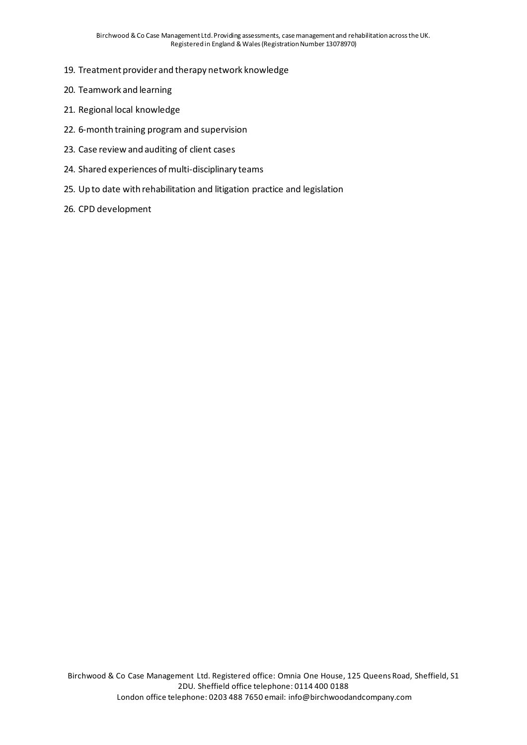19. Treatment provider and therapy network knowledge
20. Teamwork and learning
21. Regional local knowledge
22. 6-month training program and supervision
23. Case review and auditing of client cases
24. Shared experiences of multi-disciplinary teams
25. Up to date with rehabilitation and litigation practice and legislation
26. CPD development